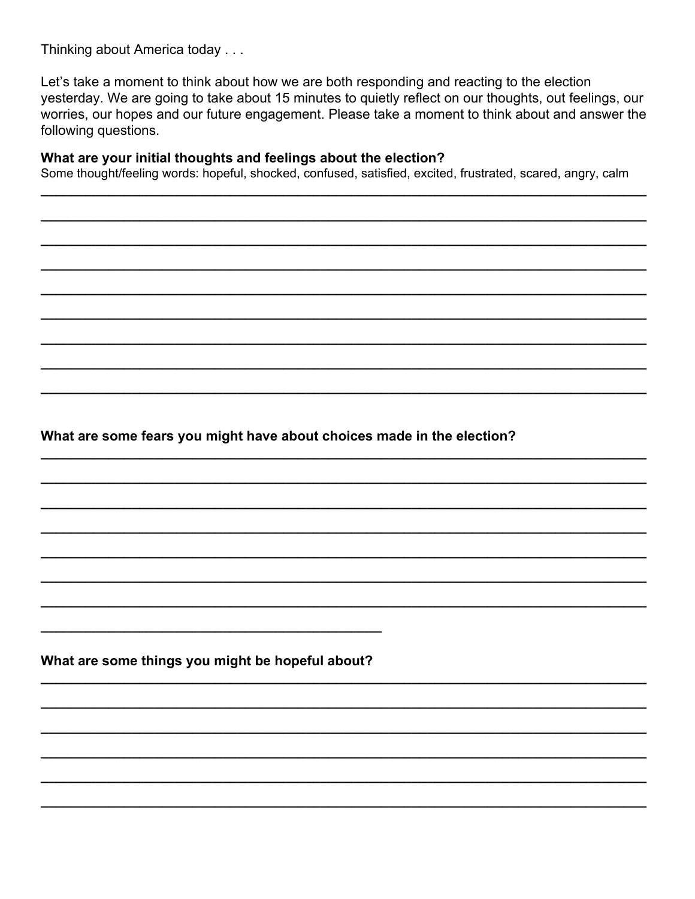Thinking about America today . . .

Let's take a moment to think about how we are both responding and reacting to the election yesterday. We are going to take about 15 minutes to quietly reflect on our thoughts, out feelings, our worries, our hopes and our future engagement. Please take a moment to think about and answer the following questions.

**What are your initial thoughts and feelings about the election?**

Some thought/feeling words: hopeful, shocked, confused, satisfied, excited, frustrated, scared, angry, calm

______________________________________________________________________________

______________________________________________________________________________

______________________________________________________________________________

______________________________________________________________________________

______________________________________________________________________________

______________________________________________________________________________

______________________________________________________________________________

______________________________________________________________________________

______________________________________________________________________________

**What are some fears you might have about choices made in the election?**

______________________________________________________________________________

______________________________________________________________________________

______________________________________________________________________________

______________________________________________________________________________

______________________________________________________________________________

______________________________________________________________________________

______________________________________________________________________________

_____________________________________________

**What are some things you might be hopeful about?**

______________________________________________________________________________

______________________________________________________________________________

______________________________________________________________________________

______________________________________________________________________________

______________________________________________________________________________

______________________________________________________________________________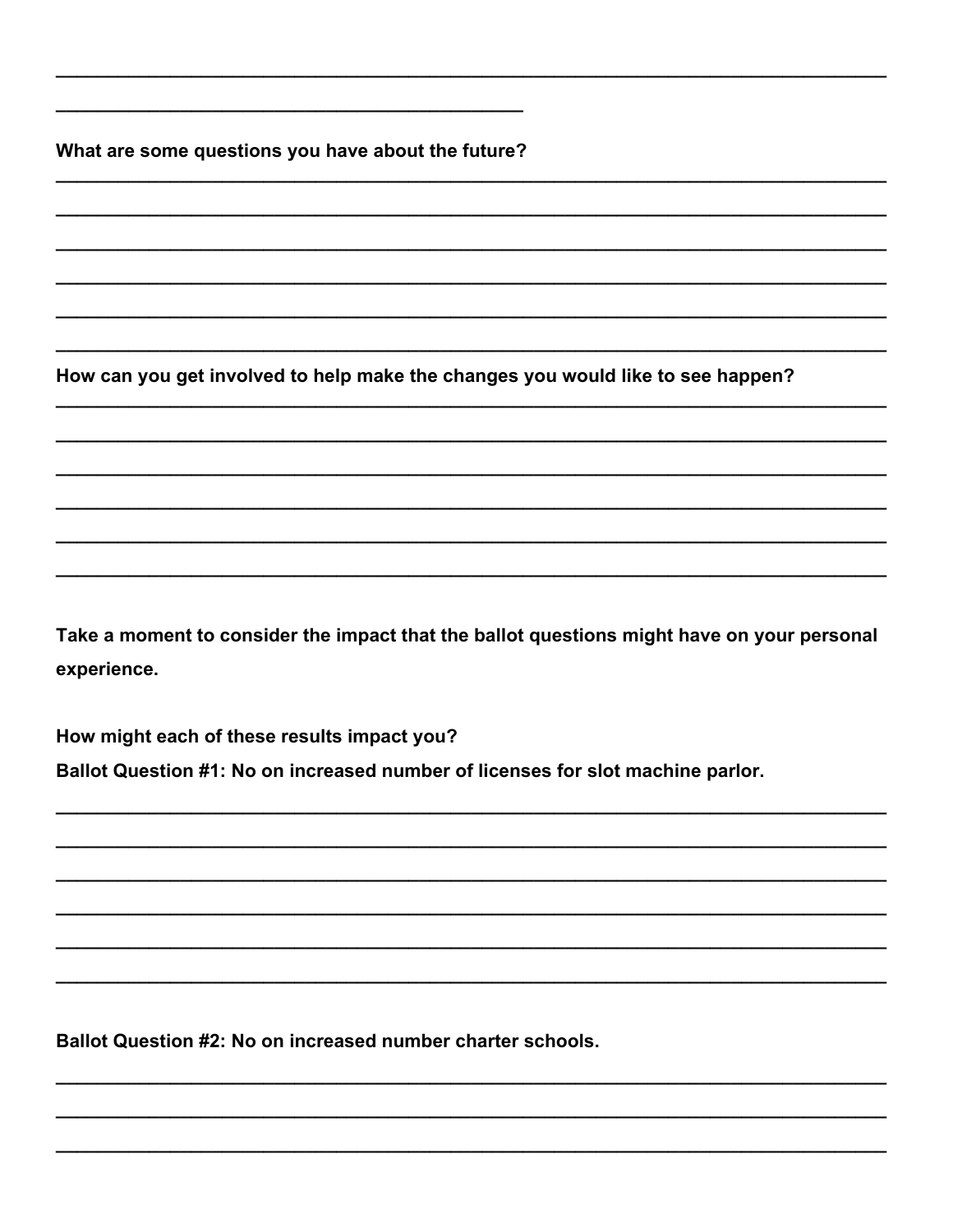**What are some questions you have about the future?**

**How can you get involved to help make the changes you would like to see happen?**

**Take a moment to consider the impact that the ballot questions might have on your personal experience.**

**How might each of these results impact you?**

**Ballot Question #1: No on increased number of licenses for slot machine parlor.**

**Ballot Question #2: No on increased number charter schools.**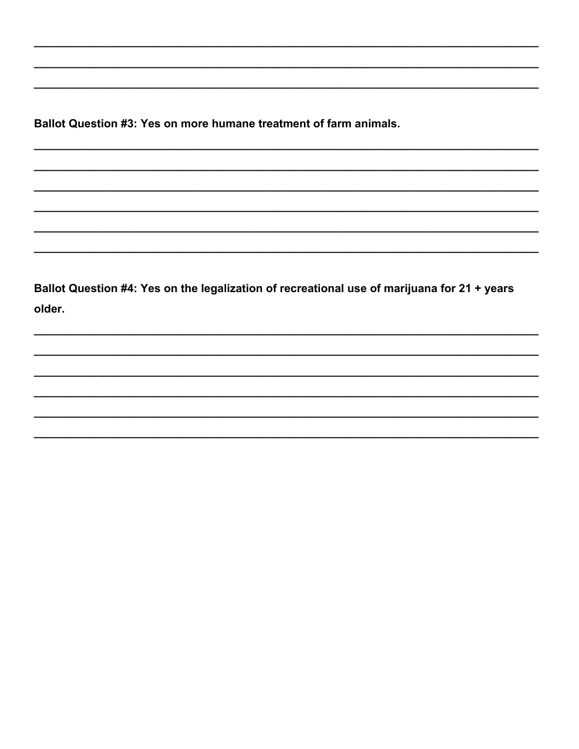**Ballot Question #3: Yes on more humane treatment of farm animals.**

**Ballot Question #4: Yes on the legalization of recreational use of marijuana for 21 + years older.**